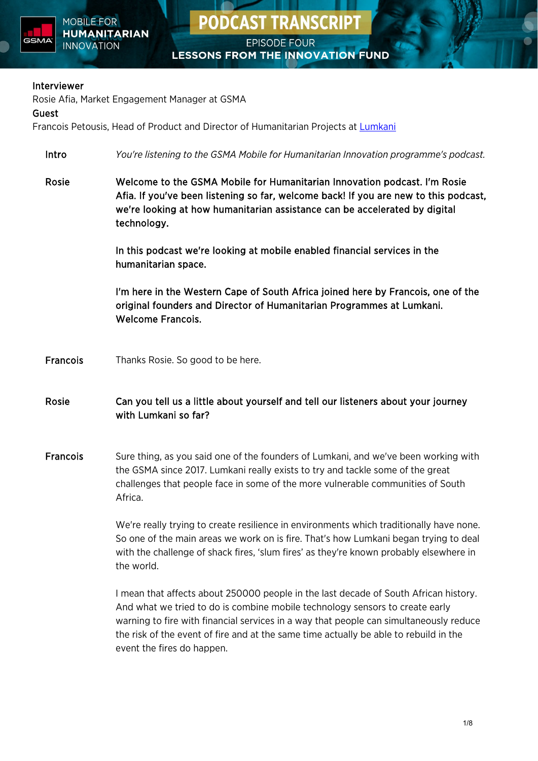# PODCAST TRANSCRIPT

## EPISODE FOUR
## LESSONS FROM THE INNOVATION FUND

**Interviewer**
Rosie Afia, Market Engagement Manager at GSMA
**Guest**
Francois Petousis, Head of Product and Director of Humanitarian Projects at [Lumkani]

**Intro** *You're listening to the GSMA Mobile for Humanitarian Innovation programme's podcast.*

**Rosie** **Welcome to the GSMA Mobile for Humanitarian Innovation podcast. I'm Rosie Afia. If you've been listening so far, welcome back! If you are new to this podcast, we're looking at how humanitarian assistance can be accelerated by digital technology.**

**In this podcast we're looking at mobile enabled financial services in the humanitarian space.**

**I'm here in the Western Cape of South Africa joined here by Francois, one of the original founders and Director of Humanitarian Programmes at Lumkani. Welcome Francois.**

**Francois** Thanks Rosie. So good to be here.

**Rosie** **Can you tell us a little about yourself and tell our listeners about your journey with Lumkani so far?**

**Francois** Sure thing, as you said one of the founders of Lumkani, and we've been working with the GSMA since 2017. Lumkani really exists to try and tackle some of the great challenges that people face in some of the more vulnerable communities of South Africa.

We're really trying to create resilience in environments which traditionally have none. So one of the main areas we work on is fire. That's how Lumkani began trying to deal with the challenge of shack fires, 'slum fires' as they're known probably elsewhere in the world.

I mean that affects about 250000 people in the last decade of South African history. And what we tried to do is combine mobile technology sensors to create early warning to fire with financial services in a way that people can simultaneously reduce the risk of the event of fire and at the same time actually be able to rebuild in the event the fires do happen.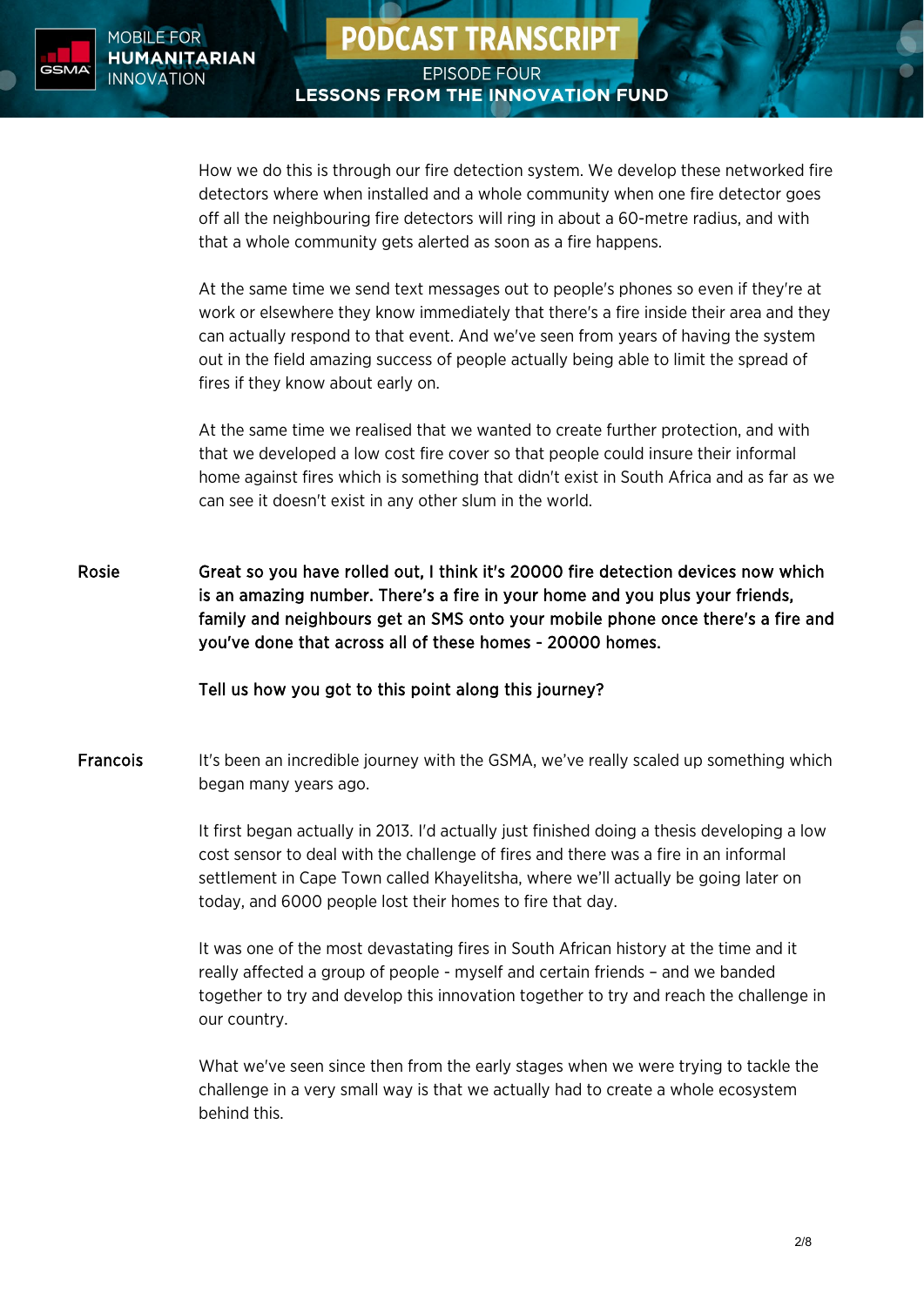How we do this is through our fire detection system. We develop these networked fire detectors where when installed and a whole community when one fire detector goes off all the neighbouring fire detectors will ring in about a 60-metre radius, and with that a whole community gets alerted as soon as a fire happens.

At the same time we send text messages out to people's phones so even if they're at work or elsewhere they know immediately that there's a fire inside their area and they can actually respond to that event. And we've seen from years of having the system out in the field amazing success of people actually being able to limit the spread of fires if they know about early on.

At the same time we realised that we wanted to create further protection, and with that we developed a low cost fire cover so that people could insure their informal home against fires which is something that didn't exist in South Africa and as far as we can see it doesn't exist in any other slum in the world.

**Rosie** **Great so you have rolled out, I think it's 20000 fire detection devices now which is an amazing number. There's a fire in your home and you plus your friends, family and neighbours get an SMS onto your mobile phone once there's a fire and you've done that across all of these homes - 20000 homes.**

**Tell us how you got to this point along this journey?**

**Francois** It's been an incredible journey with the GSMA, we've really scaled up something which began many years ago.

It first began actually in 2013. I'd actually just finished doing a thesis developing a low cost sensor to deal with the challenge of fires and there was a fire in an informal settlement in Cape Town called Khayelitsha, where we'll actually be going later on today, and 6000 people lost their homes to fire that day.

It was one of the most devastating fires in South African history at the time and it really affected a group of people - myself and certain friends – and we banded together to try and develop this innovation together to try and reach the challenge in our country.

What we've seen since then from the early stages when we were trying to tackle the challenge in a very small way is that we actually had to create a whole ecosystem behind this.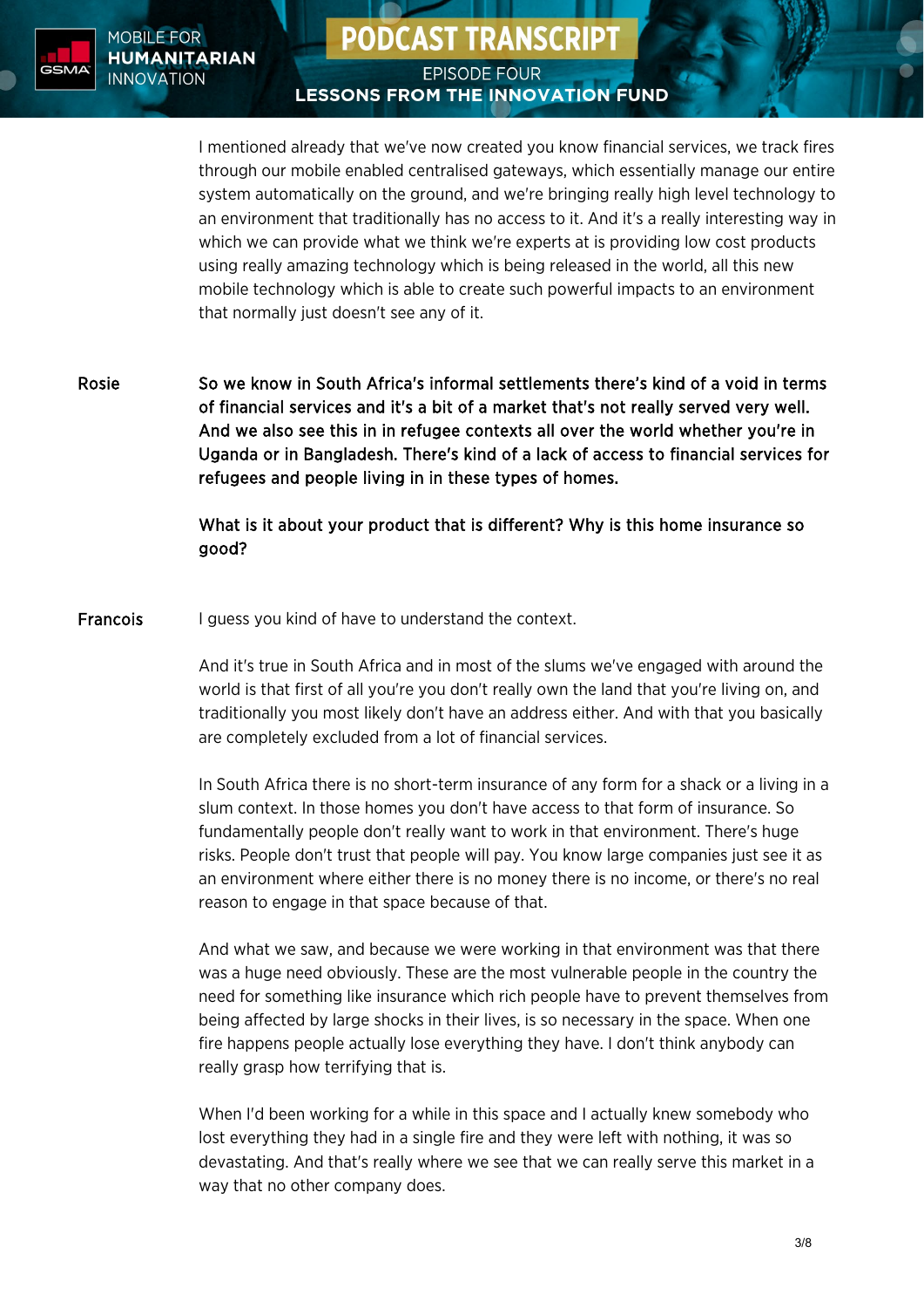I mentioned already that we've now created you know financial services, we track fires through our mobile enabled centralised gateways, which essentially manage our entire system automatically on the ground, and we're bringing really high level technology to an environment that traditionally has no access to it. And it's a really interesting way in which we can provide what we think we're experts at is providing low cost products using really amazing technology which is being released in the world, all this new mobile technology which is able to create such powerful impacts to an environment that normally just doesn't see any of it.

**Rosie** **So we know in South Africa's informal settlements there's kind of a void in terms of financial services and it's a bit of a market that's not really served very well. And we also see this in in refugee contexts all over the world whether you're in Uganda or in Bangladesh. There's kind of a lack of access to financial services for refugees and people living in in these types of homes.**

**What is it about your product that is different? Why is this home insurance so good?**

**Francois** I guess you kind of have to understand the context.

And it's true in South Africa and in most of the slums we've engaged with around the world is that first of all you're you don't really own the land that you're living on, and traditionally you most likely don't have an address either. And with that you basically are completely excluded from a lot of financial services.

In South Africa there is no short-term insurance of any form for a shack or a living in a slum context. In those homes you don't have access to that form of insurance. So fundamentally people don't really want to work in that environment. There's huge risks. People don't trust that people will pay. You know large companies just see it as an environment where either there is no money there is no income, or there's no real reason to engage in that space because of that.

And what we saw, and because we were working in that environment was that there was a huge need obviously. These are the most vulnerable people in the country the need for something like insurance which rich people have to prevent themselves from being affected by large shocks in their lives, is so necessary in the space. When one fire happens people actually lose everything they have. I don't think anybody can really grasp how terrifying that is.

When I'd been working for a while in this space and I actually knew somebody who lost everything they had in a single fire and they were left with nothing, it was so devastating. And that's really where we see that we can really serve this market in a way that no other company does.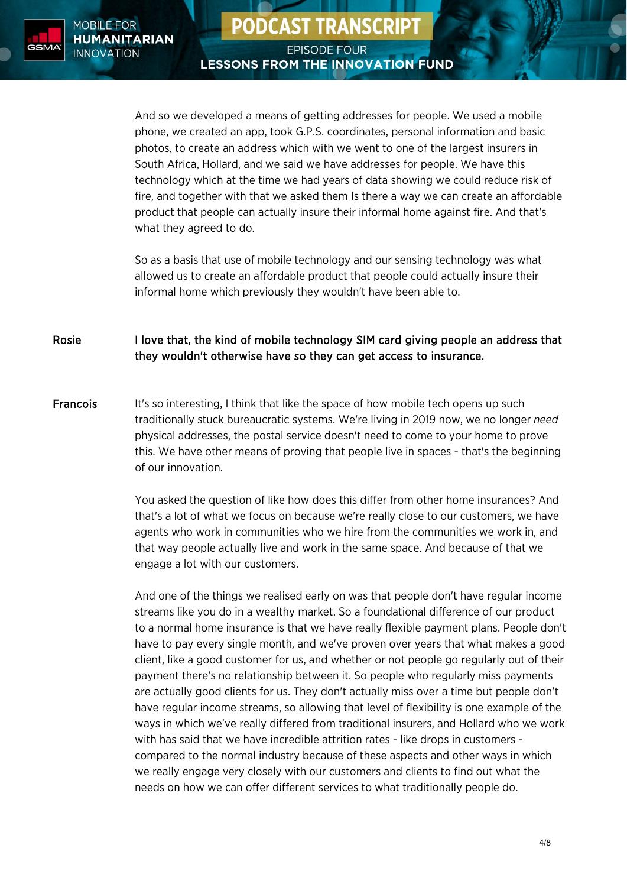And so we developed a means of getting addresses for people. We used a mobile phone, we created an app, took G.P.S. coordinates, personal information and basic photos, to create an address which with we went to one of the largest insurers in South Africa, Hollard, and we said we have addresses for people. We have this technology which at the time we had years of data showing we could reduce risk of fire, and together with that we asked them Is there a way we can create an affordable product that people can actually insure their informal home against fire. And that's what they agreed to do.

So as a basis that use of mobile technology and our sensing technology was what allowed us to create an affordable product that people could actually insure their informal home which previously they wouldn't have been able to.

**Rosie** — **I love that, the kind of mobile technology SIM card giving people an address that they wouldn't otherwise have so they can get access to insurance.**

**Francois** — It's so interesting, I think that like the space of how mobile tech opens up such traditionally stuck bureaucratic systems. We're living in 2019 now, we no longer *need* physical addresses, the postal service doesn't need to come to your home to prove this. We have other means of proving that people live in spaces - that's the beginning of our innovation.

You asked the question of like how does this differ from other home insurances? And that's a lot of what we focus on because we're really close to our customers, we have agents who work in communities who we hire from the communities we work in, and that way people actually live and work in the same space. And because of that we engage a lot with our customers.

And one of the things we realised early on was that people don't have regular income streams like you do in a wealthy market. So a foundational difference of our product to a normal home insurance is that we have really flexible payment plans. People don't have to pay every single month, and we've proven over years that what makes a good client, like a good customer for us, and whether or not people go regularly out of their payment there's no relationship between it. So people who regularly miss payments are actually good clients for us. They don't actually miss over a time but people don't have regular income streams, so allowing that level of flexibility is one example of the ways in which we've really differed from traditional insurers, and Hollard who we work with has said that we have incredible attrition rates - like drops in customers - compared to the normal industry because of these aspects and other ways in which we really engage very closely with our customers and clients to find out what the needs on how we can offer different services to what traditionally people do.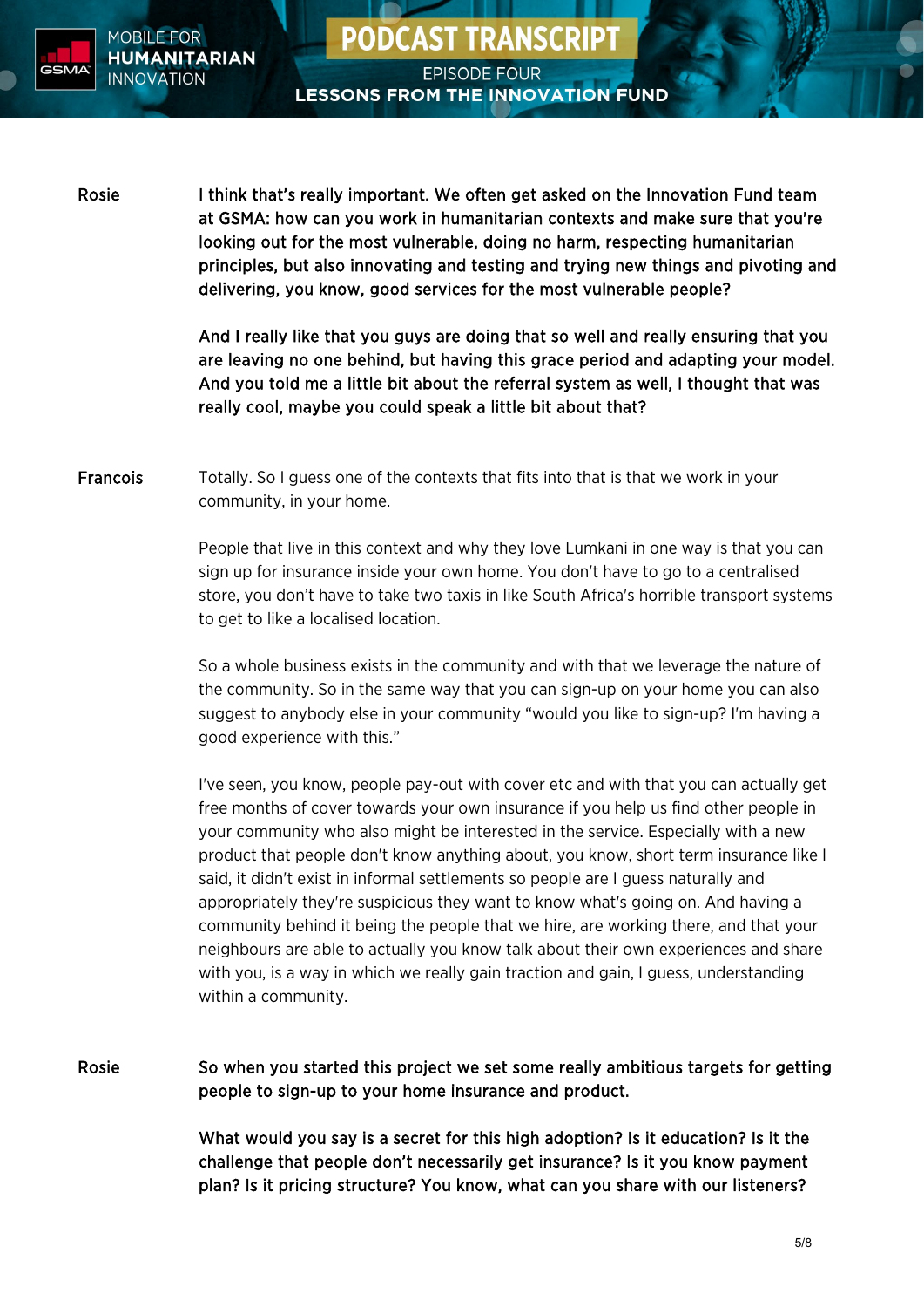**Rosie** **I think that's really important. We often get asked on the Innovation Fund team at GSMA: how can you work in humanitarian contexts and make sure that you're looking out for the most vulnerable, doing no harm, respecting humanitarian principles, but also innovating and testing and trying new things and pivoting and delivering, you know, good services for the most vulnerable people?**

**And I really like that you guys are doing that so well and really ensuring that you are leaving no one behind, but having this grace period and adapting your model. And you told me a little bit about the referral system as well, I thought that was really cool, maybe you could speak a little bit about that?**

**Francois** Totally. So I guess one of the contexts that fits into that is that we work in your community, in your home.

People that live in this context and why they love Lumkani in one way is that you can sign up for insurance inside your own home. You don't have to go to a centralised store, you don't have to take two taxis in like South Africa's horrible transport systems to get to like a localised location.

So a whole business exists in the community and with that we leverage the nature of the community. So in the same way that you can sign-up on your home you can also suggest to anybody else in your community "would you like to sign-up? I'm having a good experience with this."

I've seen, you know, people pay-out with cover etc and with that you can actually get free months of cover towards your own insurance if you help us find other people in your community who also might be interested in the service. Especially with a new product that people don't know anything about, you know, short term insurance like I said, it didn't exist in informal settlements so people are I guess naturally and appropriately they're suspicious they want to know what's going on. And having a community behind it being the people that we hire, are working there, and that your neighbours are able to actually you know talk about their own experiences and share with you, is a way in which we really gain traction and gain, I guess, understanding within a community.

**Rosie** **So when you started this project we set some really ambitious targets for getting people to sign-up to your home insurance and product.**

**What would you say is a secret for this high adoption? Is it education? Is it the challenge that people don't necessarily get insurance? Is it you know payment plan? Is it pricing structure? You know, what can you share with our listeners?**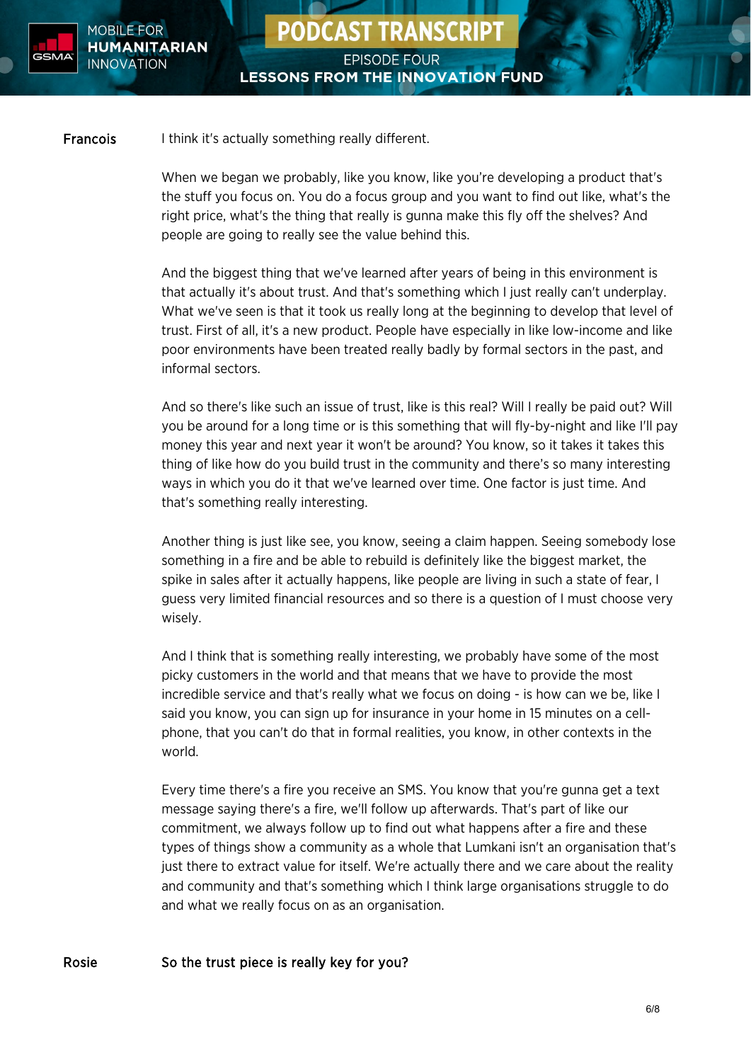**Francois** I think it's actually something really different.

When we began we probably, like you know, like you're developing a product that's the stuff you focus on. You do a focus group and you want to find out like, what's the right price, what's the thing that really is gunna make this fly off the shelves? And people are going to really see the value behind this.

And the biggest thing that we've learned after years of being in this environment is that actually it's about trust. And that's something which I just really can't underplay. What we've seen is that it took us really long at the beginning to develop that level of trust. First of all, it's a new product. People have especially in like low-income and like poor environments have been treated really badly by formal sectors in the past, and informal sectors.

And so there's like such an issue of trust, like is this real? Will I really be paid out? Will you be around for a long time or is this something that will fly-by-night and like I'll pay money this year and next year it won't be around? You know, so it takes it takes this thing of like how do you build trust in the community and there's so many interesting ways in which you do it that we've learned over time. One factor is just time. And that's something really interesting.

Another thing is just like see, you know, seeing a claim happen. Seeing somebody lose something in a fire and be able to rebuild is definitely like the biggest market, the spike in sales after it actually happens, like people are living in such a state of fear, I guess very limited financial resources and so there is a question of I must choose very wisely.

And I think that is something really interesting, we probably have some of the most picky customers in the world and that means that we have to provide the most incredible service and that's really what we focus on doing - is how can we be, like I said you know, you can sign up for insurance in your home in 15 minutes on a cell-phone, that you can't do that in formal realities, you know, in other contexts in the world.

Every time there's a fire you receive an SMS. You know that you're gunna get a text message saying there's a fire, we'll follow up afterwards. That's part of like our commitment, we always follow up to find out what happens after a fire and these types of things show a community as a whole that Lumkani isn't an organisation that's just there to extract value for itself. We're actually there and we care about the reality and community and that's something which I think large organisations struggle to do and what we really focus on as an organisation.

**Rosie** So the trust piece is really key for you?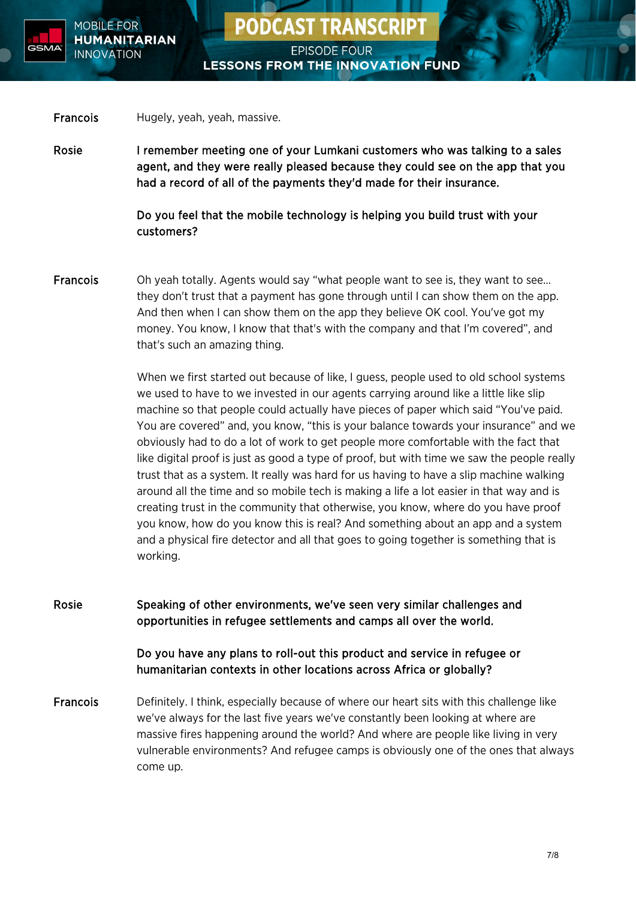**Francois** Hugely, yeah, yeah, massive.

**Rosie** **I remember meeting one of your Lumkani customers who was talking to a sales agent, and they were really pleased because they could see on the app that you had a record of all of the payments they'd made for their insurance.**

**Do you feel that the mobile technology is helping you build trust with your customers?**

**Francois** Oh yeah totally. Agents would say "what people want to see is, they want to see... they don't trust that a payment has gone through until I can show them on the app. And then when I can show them on the app they believe OK cool. You've got my money. You know, I know that that's with the company and that I'm covered", and that's such an amazing thing.

When we first started out because of like, I guess, people used to old school systems we used to have to we invested in our agents carrying around like a little like slip machine so that people could actually have pieces of paper which said "You've paid. You are covered" and, you know, "this is your balance towards your insurance" and we obviously had to do a lot of work to get people more comfortable with the fact that like digital proof is just as good a type of proof, but with time we saw the people really trust that as a system. It really was hard for us having to have a slip machine walking around all the time and so mobile tech is making a life a lot easier in that way and is creating trust in the community that otherwise, you know, where do you have proof you know, how do you know this is real? And something about an app and a system and a physical fire detector and all that goes to going together is something that is working.

**Rosie** **Speaking of other environments, we've seen very similar challenges and opportunities in refugee settlements and camps all over the world.**

**Do you have any plans to roll-out this product and service in refugee or humanitarian contexts in other locations across Africa or globally?**

**Francois** Definitely. I think, especially because of where our heart sits with this challenge like we've always for the last five years we've constantly been looking at where are massive fires happening around the world? And where are people like living in very vulnerable environments? And refugee camps is obviously one of the ones that always come up.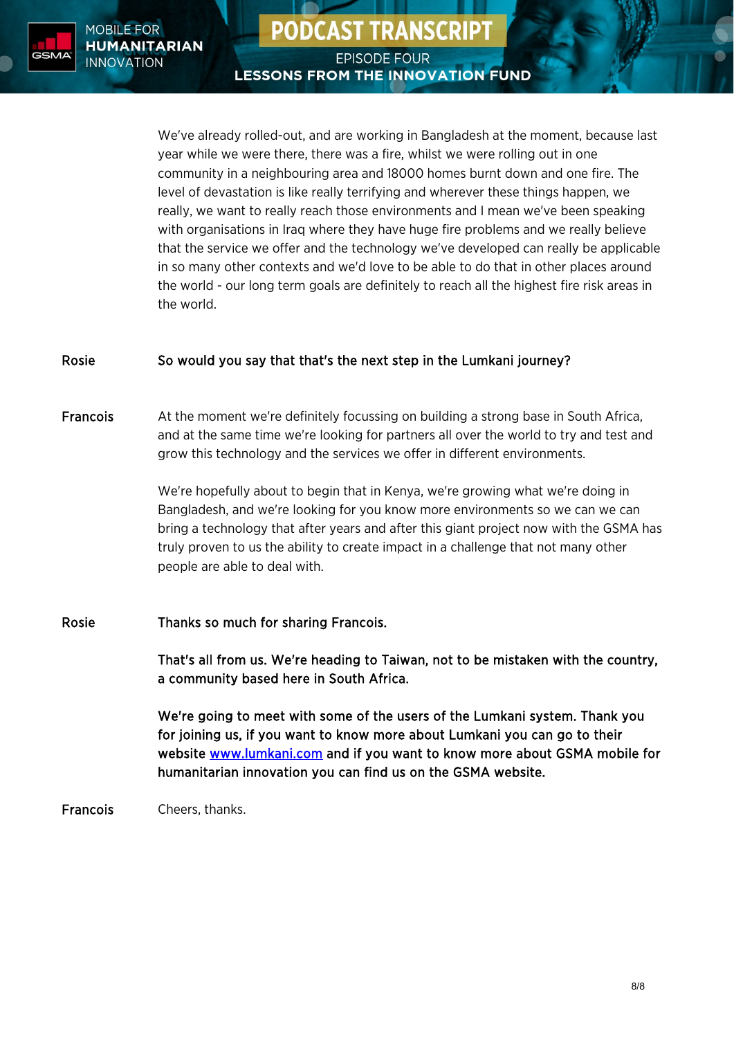We've already rolled-out, and are working in Bangladesh at the moment, because last year while we were there, there was a fire, whilst we were rolling out in one community in a neighbouring area and 18000 homes burnt down and one fire. The level of devastation is like really terrifying and wherever these things happen, we really, we want to really reach those environments and I mean we've been speaking with organisations in Iraq where they have huge fire problems and we really believe that the service we offer and the technology we've developed can really be applicable in so many other contexts and we'd love to be able to do that in other places around the world - our long term goals are definitely to reach all the highest fire risk areas in the world.

**Rosie** **So would you say that that's the next step in the Lumkani journey?**

**Francois** At the moment we're definitely focussing on building a strong base in South Africa, and at the same time we're looking for partners all over the world to try and test and grow this technology and the services we offer in different environments.

We're hopefully about to begin that in Kenya, we're growing what we're doing in Bangladesh, and we're looking for you know more environments so we can we can bring a technology that after years and after this giant project now with the GSMA has truly proven to us the ability to create impact in a challenge that not many other people are able to deal with.

**Rosie** **Thanks so much for sharing Francois.**

**That's all from us. We're heading to Taiwan, not to be mistaken with the country, a community based here in South Africa.**

**We're going to meet with some of the users of the Lumkani system. Thank you for joining us, if you want to know more about Lumkani you can go to their website [www.lumkani.com](http://www.lumkani.com) and if you want to know more about GSMA mobile for humanitarian innovation you can find us on the GSMA website.**

**Francois** Cheers, thanks.